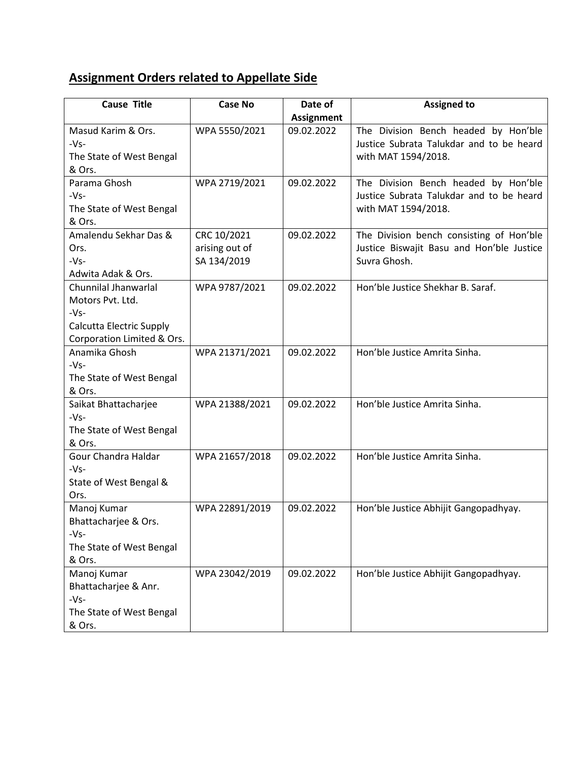## Assignment Orders related to Appellate Side

| Cause Title | Case No | Date of Assignment | Assigned to |
|---|---|---|---|
| Masud Karim & Ors. -Vs- The State of West Bengal & Ors. | WPA 5550/2021 | 09.02.2022 | The Division Bench headed by Hon'ble Justice Subrata Talukdar and to be heard with MAT 1594/2018. |
| Parama Ghosh -Vs- The State of West Bengal & Ors. | WPA 2719/2021 | 09.02.2022 | The Division Bench headed by Hon'ble Justice Subrata Talukdar and to be heard with MAT 1594/2018. |
| Amalendu Sekhar Das & Ors. -Vs- Adwita Adak & Ors. | CRC 10/2021 arising out of SA 134/2019 | 09.02.2022 | The Division bench consisting of Hon'ble Justice Biswajit Basu and Hon'ble Justice Suvra Ghosh. |
| Chunnilal Jhanwarlal Motors Pvt. Ltd. -Vs- Calcutta Electric Supply Corporation Limited & Ors. | WPA 9787/2021 | 09.02.2022 | Hon'ble Justice Shekhar B. Saraf. |
| Anamika Ghosh -Vs- The State of West Bengal & Ors. | WPA 21371/2021 | 09.02.2022 | Hon'ble Justice Amrita Sinha. |
| Saikat Bhattacharjee -Vs- The State of West Bengal & Ors. | WPA 21388/2021 | 09.02.2022 | Hon'ble Justice Amrita Sinha. |
| Gour Chandra Haldar -Vs- State of West Bengal & Ors. | WPA 21657/2018 | 09.02.2022 | Hon'ble Justice Amrita Sinha. |
| Manoj Kumar Bhattacharjee & Ors. -Vs- The State of West Bengal & Ors. | WPA 22891/2019 | 09.02.2022 | Hon'ble Justice Abhijit Gangopadhyay. |
| Manoj Kumar Bhattacharjee & Anr. -Vs- The State of West Bengal & Ors. | WPA 23042/2019 | 09.02.2022 | Hon'ble Justice Abhijit Gangopadhyay. |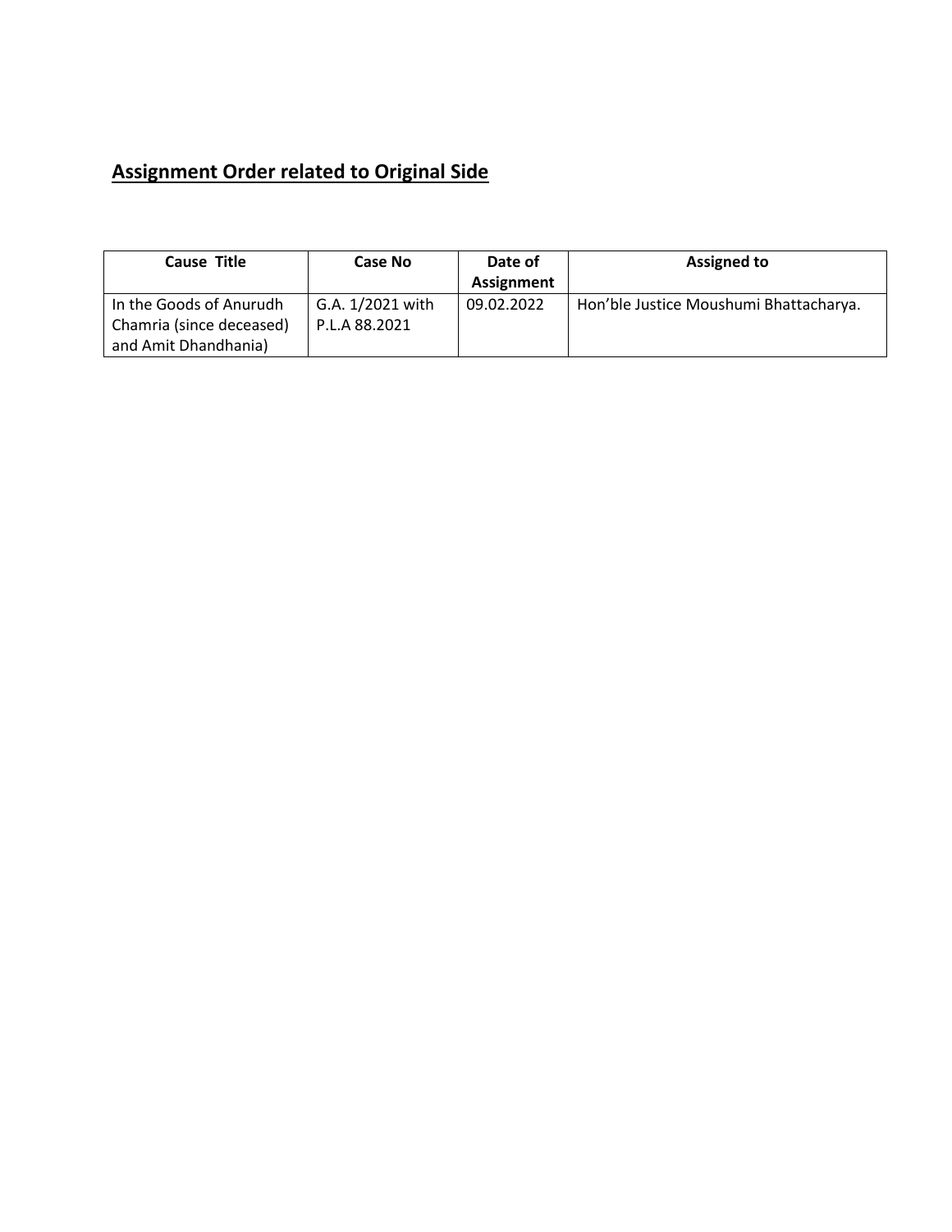## Assignment Order related to Original Side

| Cause Title | Case No | Date of Assignment | Assigned to |
|---|---|---|---|
| In the Goods of Anurudh Chamria (since deceased) and Amit Dhandhania) | G.A. 1/2021 with P.L.A 88.2021 | 09.02.2022 | Hon'ble Justice Moushumi Bhattacharya. |